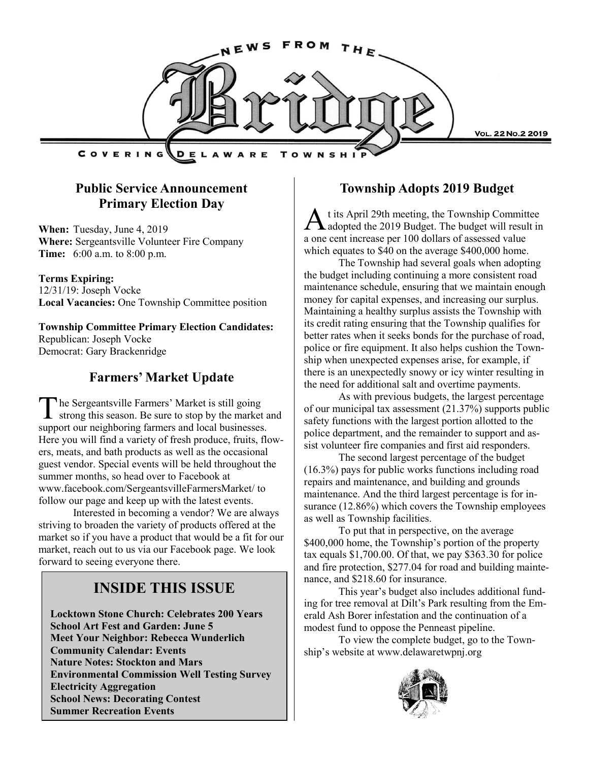# NEWS FROM THE Bridge

COVERING DELAWARE TOWNSHIP

VOL. 22 NO.2 2019

## Public Service Announcement
## Primary Election Day

**When:** Tuesday, June 4, 2019
**Where:** Sergeantsville Volunteer Fire Company
**Time:** 6:00 a.m. to 8:00 p.m.

**Terms Expiring:**
12/31/19: Joseph Vocke
**Local Vacancies:** One Township Committee position

**Township Committee Primary Election Candidates:**
Republican: Joseph Vocke
Democrat: Gary Brackenridge

## Farmers' Market Update

The Sergeantsville Farmers' Market is still going strong this season. Be sure to stop by the market and support our neighboring farmers and local businesses. Here you will find a variety of fresh produce, fruits, flowers, meats, and bath products as well as the occasional guest vendor. Special events will be held throughout the summer months, so head over to Facebook at www.facebook.com/SergeantsvilleFarmersMarket/ to follow our page and keep up with the latest events.

Interested in becoming a vendor? We are always striving to broaden the variety of products offered at the market so if you have a product that would be a fit for our market, reach out to us via our Facebook page. We look forward to seeing everyone there.

## INSIDE THIS ISSUE

**Locktown Stone Church: Celebrates 200 Years**
**School Art Fest and Garden: June 5**
**Meet Your Neighbor: Rebecca Wunderlich**
**Community Calendar: Events**
**Nature Notes: Stockton and Mars**
**Environmental Commission Well Testing Survey**
**Electricity Aggregation**
**School News: Decorating Contest**
**Summer Recreation Events**

## Township Adopts 2019 Budget

At its April 29th meeting, the Township Committee adopted the 2019 Budget. The budget will result in a one cent increase per 100 dollars of assessed value which equates to $40 on the average $400,000 home.

The Township had several goals when adopting the budget including continuing a more consistent road maintenance schedule, ensuring that we maintain enough money for capital expenses, and increasing our surplus. Maintaining a healthy surplus assists the Township with its credit rating ensuring that the Township qualifies for better rates when it seeks bonds for the purchase of road, police or fire equipment. It also helps cushion the Township when unexpected expenses arise, for example, if there is an unexpectedly snowy or icy winter resulting in the need for additional salt and overtime payments.

As with previous budgets, the largest percentage of our municipal tax assessment (21.37%) supports public safety functions with the largest portion allotted to the police department, and the remainder to support and assist volunteer fire companies and first aid responders.

The second largest percentage of the budget (16.3%) pays for public works functions including road repairs and maintenance, and building and grounds maintenance. And the third largest percentage is for insurance (12.86%) which covers the Township employees as well as Township facilities.

To put that in perspective, on the average $400,000 home, the Township's portion of the property tax equals $1,700.00. Of that, we pay $363.30 for police and fire protection, $277.04 for road and building maintenance, and $218.60 for insurance.

This year's budget also includes additional funding for tree removal at Dilt's Park resulting from the Emerald Ash Borer infestation and the continuation of a modest fund to oppose the Penneast pipeline.

To view the complete budget, go to the Township's website at www.delawaretwpnj.org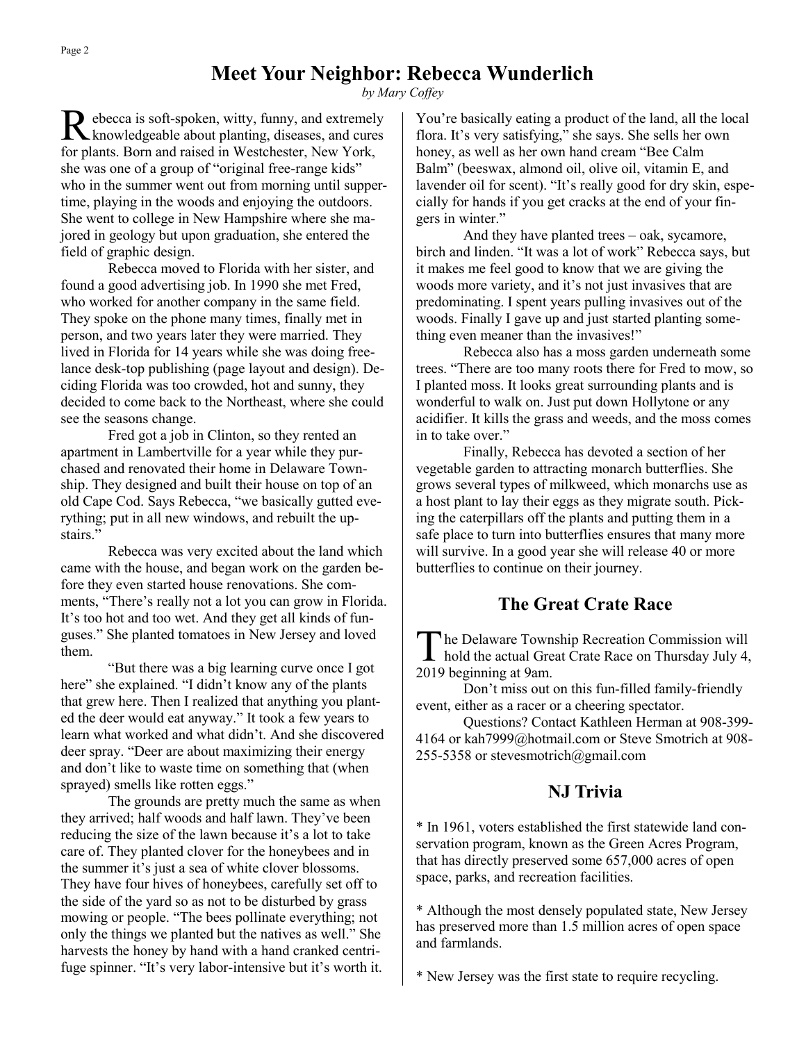# Meet Your Neighbor: Rebecca Wunderlich

*by Mary Coffey*

Rebecca is soft-spoken, witty, funny, and extremely knowledgeable about planting, diseases, and cures for plants. Born and raised in Westchester, New York, she was one of a group of "original free-range kids" who in the summer went out from morning until suppertime, playing in the woods and enjoying the outdoors. She went to college in New Hampshire where she majored in geology but upon graduation, she entered the field of graphic design.

Rebecca moved to Florida with her sister, and found a good advertising job. In 1990 she met Fred, who worked for another company in the same field. They spoke on the phone many times, finally met in person, and two years later they were married. They lived in Florida for 14 years while she was doing freelance desk-top publishing (page layout and design). Deciding Florida was too crowded, hot and sunny, they decided to come back to the Northeast, where she could see the seasons change.

Fred got a job in Clinton, so they rented an apartment in Lambertville for a year while they purchased and renovated their home in Delaware Township. They designed and built their house on top of an old Cape Cod. Says Rebecca, "we basically gutted everything; put in all new windows, and rebuilt the upstairs."

Rebecca was very excited about the land which came with the house, and began work on the garden before they even started house renovations. She comments, "There's really not a lot you can grow in Florida. It's too hot and too wet. And they get all kinds of funguses." She planted tomatoes in New Jersey and loved them.

"But there was a big learning curve once I got here" she explained. "I didn't know any of the plants that grew here. Then I realized that anything you planted the deer would eat anyway." It took a few years to learn what worked and what didn't. And she discovered deer spray. "Deer are about maximizing their energy and don't like to waste time on something that (when sprayed) smells like rotten eggs."

The grounds are pretty much the same as when they arrived; half woods and half lawn. They've been reducing the size of the lawn because it's a lot to take care of. They planted clover for the honeybees and in the summer it's just a sea of white clover blossoms. They have four hives of honeybees, carefully set off to the side of the yard so as not to be disturbed by grass mowing or people. "The bees pollinate everything; not only the things we planted but the natives as well." She harvests the honey by hand with a hand cranked centrifuge spinner. "It's very labor-intensive but it's worth it. You're basically eating a product of the land, all the local flora. It's very satisfying," she says. She sells her own honey, as well as her own hand cream "Bee Calm Balm" (beeswax, almond oil, olive oil, vitamin E, and lavender oil for scent). "It's really good for dry skin, especially for hands if you get cracks at the end of your fingers in winter."

And they have planted trees – oak, sycamore, birch and linden. "It was a lot of work" Rebecca says, but it makes me feel good to know that we are giving the woods more variety, and it's not just invasives that are predominating. I spent years pulling invasives out of the woods. Finally I gave up and just started planting something even meaner than the invasives!"

Rebecca also has a moss garden underneath some trees. "There are too many roots there for Fred to mow, so I planted moss. It looks great surrounding plants and is wonderful to walk on. Just put down Hollytone or any acidifier. It kills the grass and weeds, and the moss comes in to take over."

Finally, Rebecca has devoted a section of her vegetable garden to attracting monarch butterflies. She grows several types of milkweed, which monarchs use as a host plant to lay their eggs as they migrate south. Picking the caterpillars off the plants and putting them in a safe place to turn into butterflies ensures that many more will survive. In a good year she will release 40 or more butterflies to continue on their journey.

## The Great Crate Race

The Delaware Township Recreation Commission will hold the actual Great Crate Race on Thursday July 4, 2019 beginning at 9am.

Don't miss out on this fun-filled family-friendly event, either as a racer or a cheering spectator.

Questions? Contact Kathleen Herman at 908-399-4164 or kah7999@hotmail.com or Steve Smotrich at 908-255-5358 or stevesmotrich@gmail.com

## NJ Trivia

* In 1961, voters established the first statewide land conservation program, known as the Green Acres Program, that has directly preserved some 657,000 acres of open space, parks, and recreation facilities.

* Although the most densely populated state, New Jersey has preserved more than 1.5 million acres of open space and farmlands.

* New Jersey was the first state to require recycling.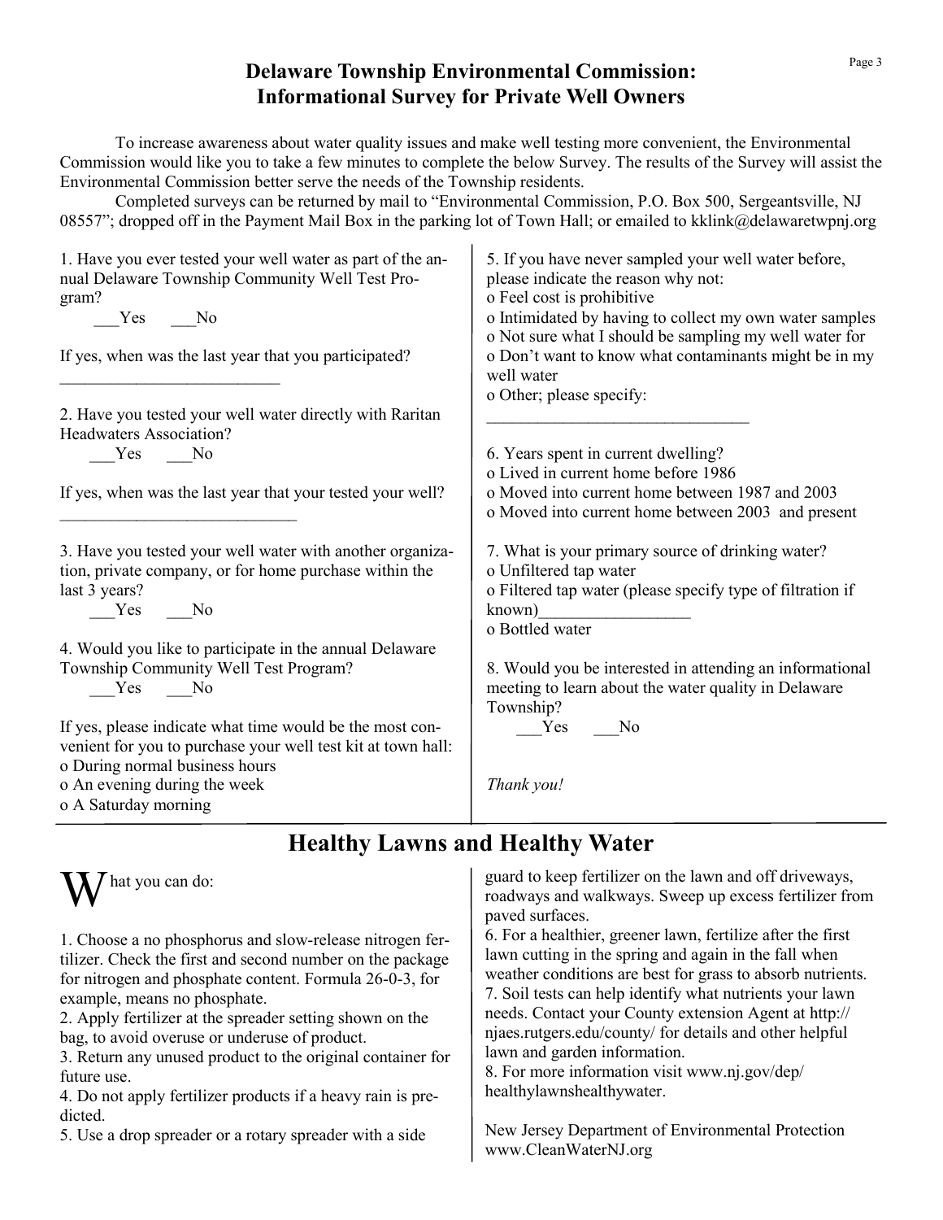## Delaware Township Environmental Commission: Informational Survey for Private Well Owners

To increase awareness about water quality issues and make well testing more convenient, the Environmental Commission would like you to take a few minutes to complete the below Survey. The results of the Survey will assist the Environmental Commission better serve the needs of the Township residents.

Completed surveys can be returned by mail to "Environmental Commission, P.O. Box 500, Sergeantsville, NJ 08557"; dropped off in the Payment Mail Box in the parking lot of Town Hall; or emailed to kklink@delawaretwpnj.org

1. Have you ever tested your well water as part of the annual Delaware Township Community Well Test Program?

   ___Yes ___No

   If yes, when was the last year that you participated? ___________________________

2. Have you tested your well water directly with Raritan Headwaters Association?

   ___Yes ___No

   If yes, when was the last year that your tested your well? _____________________________

3. Have you tested your well water with another organization, private company, or for home purchase within the last 3 years?

   ___Yes ___No

4. Would you like to participate in the annual Delaware Township Community Well Test Program?

   ___Yes ___No

   If yes, please indicate what time would be the most convenient for you to purchase your well test kit at town hall:
   - o During normal business hours
   - o An evening during the week
   - o A Saturday morning

5. If you have never sampled your well water before, please indicate the reason why not:
   - o Feel cost is prohibitive
   - o Intimidated by having to collect my own water samples
   - o Not sure what I should be sampling my well water for
   - o Don't want to know what contaminants might be in my well water
   - o Other; please specify: ________________________________

6. Years spent in current dwelling?
   - o Lived in current home before 1986
   - o Moved into current home between 1987 and 2003
   - o Moved into current home between 2003 and present

7. What is your primary source of drinking water?
   - o Unfiltered tap water
   - o Filtered tap water (please specify type of filtration if known)__________________
   - o Bottled water

8. Would you be interested in attending an informational meeting to learn about the water quality in Delaware Township?

   ___Yes ___No

*Thank you!*

## Healthy Lawns and Healthy Water

What you can do:

1. Choose a no phosphorus and slow-release nitrogen fertilizer. Check the first and second number on the package for nitrogen and phosphate content. Formula 26-0-3, for example, means no phosphate.
2. Apply fertilizer at the spreader setting shown on the bag, to avoid overuse or underuse of product.
3. Return any unused product to the original container for future use.
4. Do not apply fertilizer products if a heavy rain is predicted.
5. Use a drop spreader or a rotary spreader with a side guard to keep fertilizer on the lawn and off driveways, roadways and walkways. Sweep up excess fertilizer from paved surfaces.
6. For a healthier, greener lawn, fertilize after the first lawn cutting in the spring and again in the fall when weather conditions are best for grass to absorb nutrients.
7. Soil tests can help identify what nutrients your lawn needs. Contact your County extension Agent at http://njaes.rutgers.edu/county/ for details and other helpful lawn and garden information.
8. For more information visit www.nj.gov/dep/healthylawnshealthywater.

New Jersey Department of Environmental Protection
www.CleanWaterNJ.org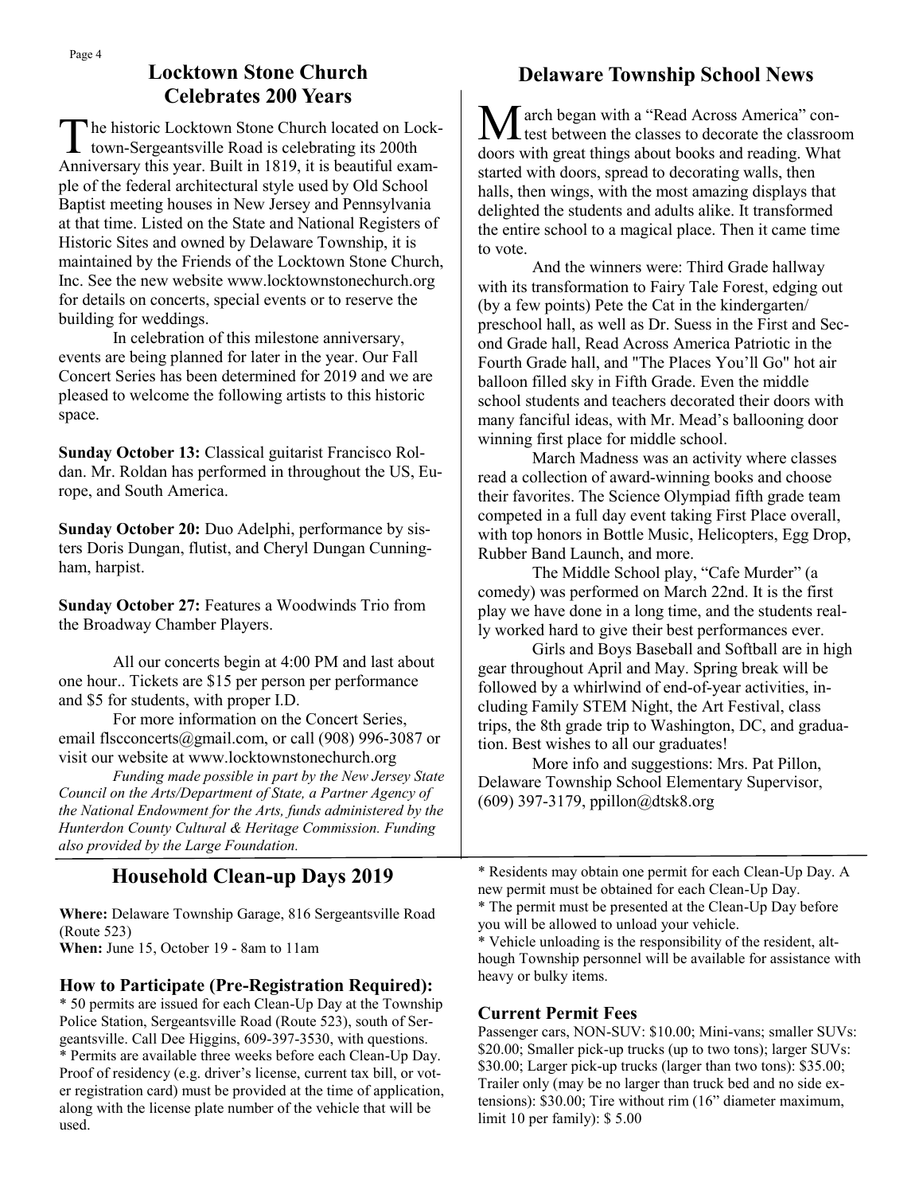## Locktown Stone Church Celebrates 200 Years

The historic Locktown Stone Church located on Locktown-Sergeantsville Road is celebrating its 200th Anniversary this year. Built in 1819, it is beautiful example of the federal architectural style used by Old School Baptist meeting houses in New Jersey and Pennsylvania at that time. Listed on the State and National Registers of Historic Sites and owned by Delaware Township, it is maintained by the Friends of the Locktown Stone Church, Inc. See the new website www.locktownstonechurch.org for details on concerts, special events or to reserve the building for weddings.

In celebration of this milestone anniversary, events are being planned for later in the year. Our Fall Concert Series has been determined for 2019 and we are pleased to welcome the following artists to this historic space.

**Sunday October 13:** Classical guitarist Francisco Roldan. Mr. Roldan has performed in throughout the US, Europe, and South America.

**Sunday October 20:** Duo Adelphi, performance by sisters Doris Dungan, flutist, and Cheryl Dungan Cunningham, harpist.

**Sunday October 27:** Features a Woodwinds Trio from the Broadway Chamber Players.

All our concerts begin at 4:00 PM and last about one hour.. Tickets are $15 per person per performance and $5 for students, with proper I.D.

For more information on the Concert Series, email flscconcerts@gmail.com, or call (908) 996-3087 or visit our website at www.locktownstonechurch.org

*Funding made possible in part by the New Jersey State Council on the Arts/Department of State, a Partner Agency of the National Endowment for the Arts, funds administered by the Hunterdon County Cultural & Heritage Commission. Funding also provided by the Large Foundation.*

## Delaware Township School News

March began with a "Read Across America" contest between the classes to decorate the classroom doors with great things about books and reading. What started with doors, spread to decorating walls, then halls, then wings, with the most amazing displays that delighted the students and adults alike. It transformed the entire school to a magical place. Then it came time to vote.

And the winners were: Third Grade hallway with its transformation to Fairy Tale Forest, edging out (by a few points) Pete the Cat in the kindergarten/ preschool hall, as well as Dr. Suess in the First and Second Grade hall, Read Across America Patriotic in the Fourth Grade hall, and "The Places You'll Go" hot air balloon filled sky in Fifth Grade. Even the middle school students and teachers decorated their doors with many fanciful ideas, with Mr. Mead's ballooning door winning first place for middle school.

March Madness was an activity where classes read a collection of award-winning books and choose their favorites. The Science Olympiad fifth grade team competed in a full day event taking First Place overall, with top honors in Bottle Music, Helicopters, Egg Drop, Rubber Band Launch, and more.

The Middle School play, "Cafe Murder" (a comedy) was performed on March 22nd. It is the first play we have done in a long time, and the students really worked hard to give their best performances ever.

Girls and Boys Baseball and Softball are in high gear throughout April and May. Spring break will be followed by a whirlwind of end-of-year activities, including Family STEM Night, the Art Festival, class trips, the 8th grade trip to Washington, DC, and graduation. Best wishes to all our graduates!

More info and suggestions: Mrs. Pat Pillon, Delaware Township School Elementary Supervisor, (609) 397-3179, ppillon@dtsk8.org

## Household Clean-up Days 2019

**Where:** Delaware Township Garage, 816 Sergeantsville Road (Route 523)
**When:** June 15, October 19 - 8am to 11am

### How to Participate (Pre-Registration Required):

* 50 permits are issued for each Clean-Up Day at the Township Police Station, Sergeantsville Road (Route 523), south of Sergeantsville. Call Dee Higgins, 609-397-3530, with questions.
* Permits are available three weeks before each Clean-Up Day. Proof of residency (e.g. driver's license, current tax bill, or voter registration card) must be provided at the time of application, along with the license plate number of the vehicle that will be used.
* Residents may obtain one permit for each Clean-Up Day. A new permit must be obtained for each Clean-Up Day.
* The permit must be presented at the Clean-Up Day before you will be allowed to unload your vehicle.
* Vehicle unloading is the responsibility of the resident, although Township personnel will be available for assistance with heavy or bulky items.

### Current Permit Fees

Passenger cars, NON-SUV: $10.00; Mini-vans; smaller SUVs: $20.00; Smaller pick-up trucks (up to two tons); larger SUVs: $30.00; Larger pick-up trucks (larger than two tons): $35.00; Trailer only (may be no larger than truck bed and no side extensions): $30.00; Tire without rim (16" diameter maximum, limit 10 per family): $ 5.00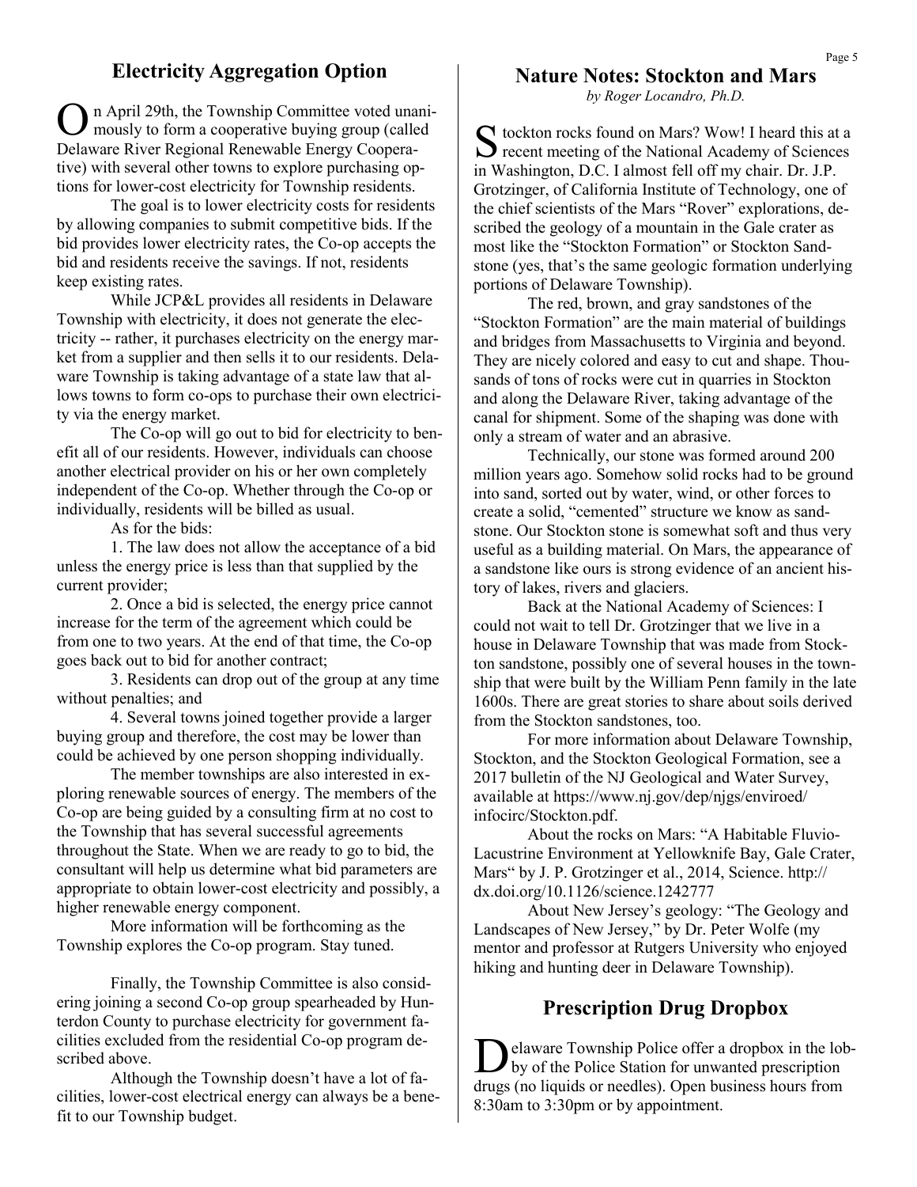## Electricity Aggregation Option

On April 29th, the Township Committee voted unanimously to form a cooperative buying group (called Delaware River Regional Renewable Energy Cooperative) with several other towns to explore purchasing options for lower-cost electricity for Township residents.

The goal is to lower electricity costs for residents by allowing companies to submit competitive bids. If the bid provides lower electricity rates, the Co-op accepts the bid and residents receive the savings. If not, residents keep existing rates.

While JCP&L provides all residents in Delaware Township with electricity, it does not generate the electricity -- rather, it purchases electricity on the energy market from a supplier and then sells it to our residents. Delaware Township is taking advantage of a state law that allows towns to form co-ops to purchase their own electricity via the energy market.

The Co-op will go out to bid for electricity to benefit all of our residents. However, individuals can choose another electrical provider on his or her own completely independent of the Co-op. Whether through the Co-op or individually, residents will be billed as usual.

As for the bids:

1. The law does not allow the acceptance of a bid unless the energy price is less than that supplied by the current provider;
2. Once a bid is selected, the energy price cannot increase for the term of the agreement which could be from one to two years. At the end of that time, the Co-op goes back out to bid for another contract;
3. Residents can drop out of the group at any time without penalties; and
4. Several towns joined together provide a larger buying group and therefore, the cost may be lower than could be achieved by one person shopping individually.

The member townships are also interested in exploring renewable sources of energy. The members of the Co-op are being guided by a consulting firm at no cost to the Township that has several successful agreements throughout the State. When we are ready to go to bid, the consultant will help us determine what bid parameters are appropriate to obtain lower-cost electricity and possibly, a higher renewable energy component.

More information will be forthcoming as the Township explores the Co-op program. Stay tuned.

Finally, the Township Committee is also considering joining a second Co-op group spearheaded by Hunterdon County to purchase electricity for government facilities excluded from the residential Co-op program described above.

Although the Township doesn't have a lot of facilities, lower-cost electrical energy can always be a benefit to our Township budget.

## Nature Notes: Stockton and Mars

*by Roger Locandro, Ph.D.*

Stockton rocks found on Mars? Wow! I heard this at a recent meeting of the National Academy of Sciences in Washington, D.C. I almost fell off my chair. Dr. J.P. Grotzinger, of California Institute of Technology, one of the chief scientists of the Mars "Rover" explorations, described the geology of a mountain in the Gale crater as most like the "Stockton Formation" or Stockton Sandstone (yes, that's the same geologic formation underlying portions of Delaware Township).

The red, brown, and gray sandstones of the "Stockton Formation" are the main material of buildings and bridges from Massachusetts to Virginia and beyond. They are nicely colored and easy to cut and shape. Thousands of tons of rocks were cut in quarries in Stockton and along the Delaware River, taking advantage of the canal for shipment. Some of the shaping was done with only a stream of water and an abrasive.

Technically, our stone was formed around 200 million years ago. Somehow solid rocks had to be ground into sand, sorted out by water, wind, or other forces to create a solid, "cemented" structure we know as sandstone. Our Stockton stone is somewhat soft and thus very useful as a building material. On Mars, the appearance of a sandstone like ours is strong evidence of an ancient history of lakes, rivers and glaciers.

Back at the National Academy of Sciences: I could not wait to tell Dr. Grotzinger that we live in a house in Delaware Township that was made from Stockton sandstone, possibly one of several houses in the township that were built by the William Penn family in the late 1600s. There are great stories to share about soils derived from the Stockton sandstones, too.

For more information about Delaware Township, Stockton, and the Stockton Geological Formation, see a 2017 bulletin of the NJ Geological and Water Survey, available at https://www.nj.gov/dep/njgs/enviroed/infocirc/Stockton.pdf.

About the rocks on Mars: "A Habitable Fluvio-Lacustrine Environment at Yellowknife Bay, Gale Crater, Mars" by J. P. Grotzinger et al., 2014, Science. http://dx.doi.org/10.1126/science.1242777

About New Jersey's geology: "The Geology and Landscapes of New Jersey," by Dr. Peter Wolfe (my mentor and professor at Rutgers University who enjoyed hiking and hunting deer in Delaware Township).

## Prescription Drug Dropbox

Delaware Township Police offer a dropbox in the lobby of the Police Station for unwanted prescription drugs (no liquids or needles). Open business hours from 8:30am to 3:30pm or by appointment.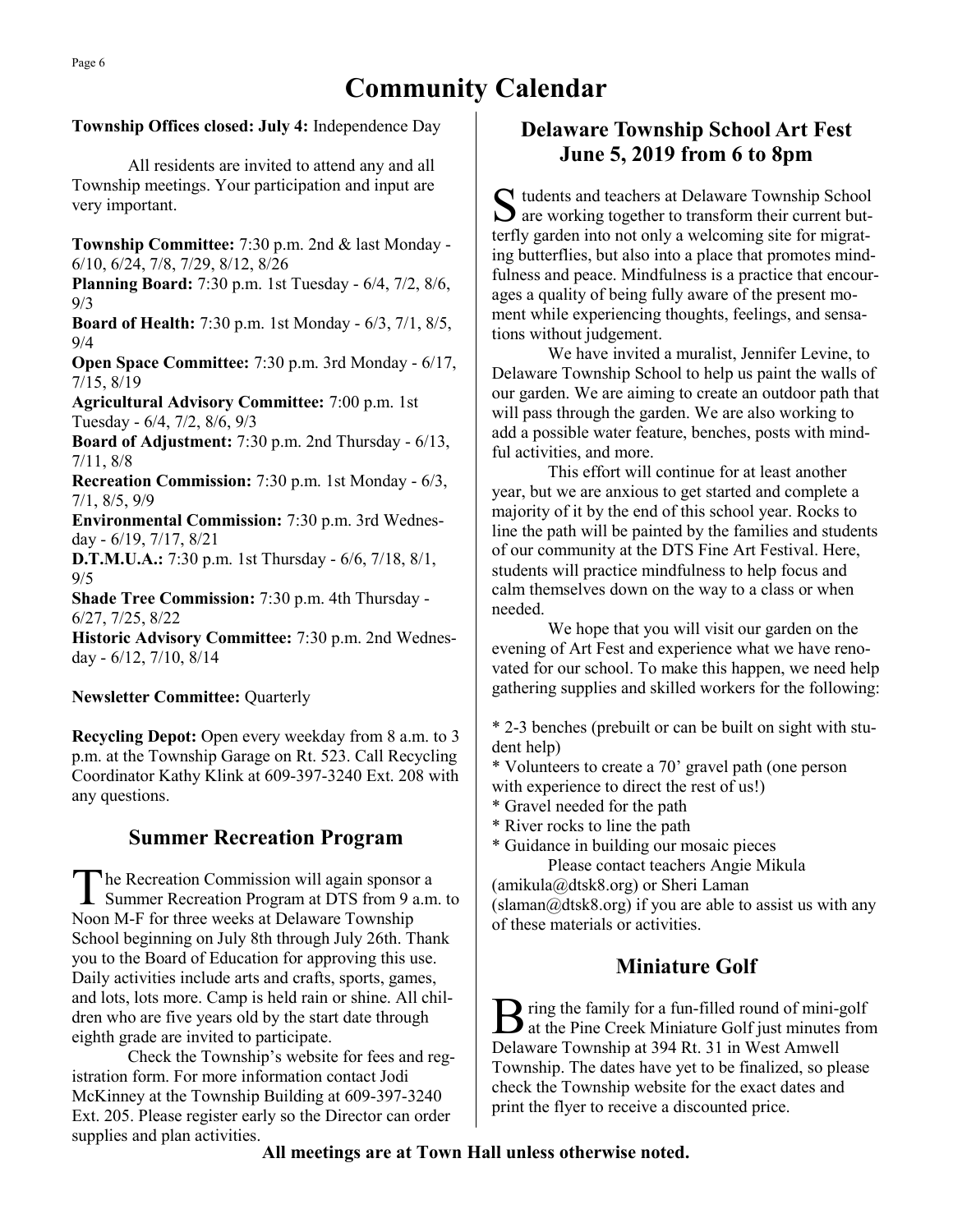# Community Calendar

**Township Offices closed: July 4:** Independence Day

All residents are invited to attend any and all Township meetings. Your participation and input are very important.

**Township Committee:** 7:30 p.m. 2nd & last Monday - 6/10, 6/24, 7/8, 7/29, 8/12, 8/26
**Planning Board:** 7:30 p.m. 1st Tuesday - 6/4, 7/2, 8/6, 9/3
**Board of Health:** 7:30 p.m. 1st Monday - 6/3, 7/1, 8/5, 9/4
**Open Space Committee:** 7:30 p.m. 3rd Monday - 6/17, 7/15, 8/19
**Agricultural Advisory Committee:** 7:00 p.m. 1st Tuesday - 6/4, 7/2, 8/6, 9/3
**Board of Adjustment:** 7:30 p.m. 2nd Thursday - 6/13, 7/11, 8/8
**Recreation Commission:** 7:30 p.m. 1st Monday - 6/3, 7/1, 8/5, 9/9
**Environmental Commission:** 7:30 p.m. 3rd Wednesday - 6/19, 7/17, 8/21
**D.T.M.U.A.:** 7:30 p.m. 1st Thursday - 6/6, 7/18, 8/1, 9/5
**Shade Tree Commission:** 7:30 p.m. 4th Thursday - 6/27, 7/25, 8/22
**Historic Advisory Committee:** 7:30 p.m. 2nd Wednesday - 6/12, 7/10, 8/14

**Newsletter Committee:** Quarterly

**Recycling Depot:** Open every weekday from 8 a.m. to 3 p.m. at the Township Garage on Rt. 523. Call Recycling Coordinator Kathy Klink at 609-397-3240 Ext. 208 with any questions.

## Summer Recreation Program

The Recreation Commission will again sponsor a Summer Recreation Program at DTS from 9 a.m. to Noon M-F for three weeks at Delaware Township School beginning on July 8th through July 26th. Thank you to the Board of Education for approving this use. Daily activities include arts and crafts, sports, games, and lots, lots more. Camp is held rain or shine. All children who are five years old by the start date through eighth grade are invited to participate.

Check the Township's website for fees and registration form. For more information contact Jodi McKinney at the Township Building at 609-397-3240 Ext. 205. Please register early so the Director can order supplies and plan activities.

## Delaware Township School Art Fest June 5, 2019 from 6 to 8pm

Students and teachers at Delaware Township School are working together to transform their current butterfly garden into not only a welcoming site for migrating butterflies, but also into a place that promotes mindfulness and peace. Mindfulness is a practice that encourages a quality of being fully aware of the present moment while experiencing thoughts, feelings, and sensations without judgement.

We have invited a muralist, Jennifer Levine, to Delaware Township School to help us paint the walls of our garden. We are aiming to create an outdoor path that will pass through the garden. We are also working to add a possible water feature, benches, posts with mindful activities, and more.

This effort will continue for at least another year, but we are anxious to get started and complete a majority of it by the end of this school year. Rocks to line the path will be painted by the families and students of our community at the DTS Fine Art Festival. Here, students will practice mindfulness to help focus and calm themselves down on the way to a class or when needed.

We hope that you will visit our garden on the evening of Art Fest and experience what we have renovated for our school. To make this happen, we need help gathering supplies and skilled workers for the following:

* 2-3 benches (prebuilt or can be built on sight with student help)
* Volunteers to create a 70' gravel path (one person with experience to direct the rest of us!)
* Gravel needed for the path
* River rocks to line the path
* Guidance in building our mosaic pieces

Please contact teachers Angie Mikula (amikula@dtsk8.org) or Sheri Laman (slaman@dtsk8.org) if you are able to assist us with any of these materials or activities.

## Miniature Golf

Bring the family for a fun-filled round of mini-golf at the Pine Creek Miniature Golf just minutes from Delaware Township at 394 Rt. 31 in West Amwell Township. The dates have yet to be finalized, so please check the Township website for the exact dates and print the flyer to receive a discounted price.

**All meetings are at Town Hall unless otherwise noted.**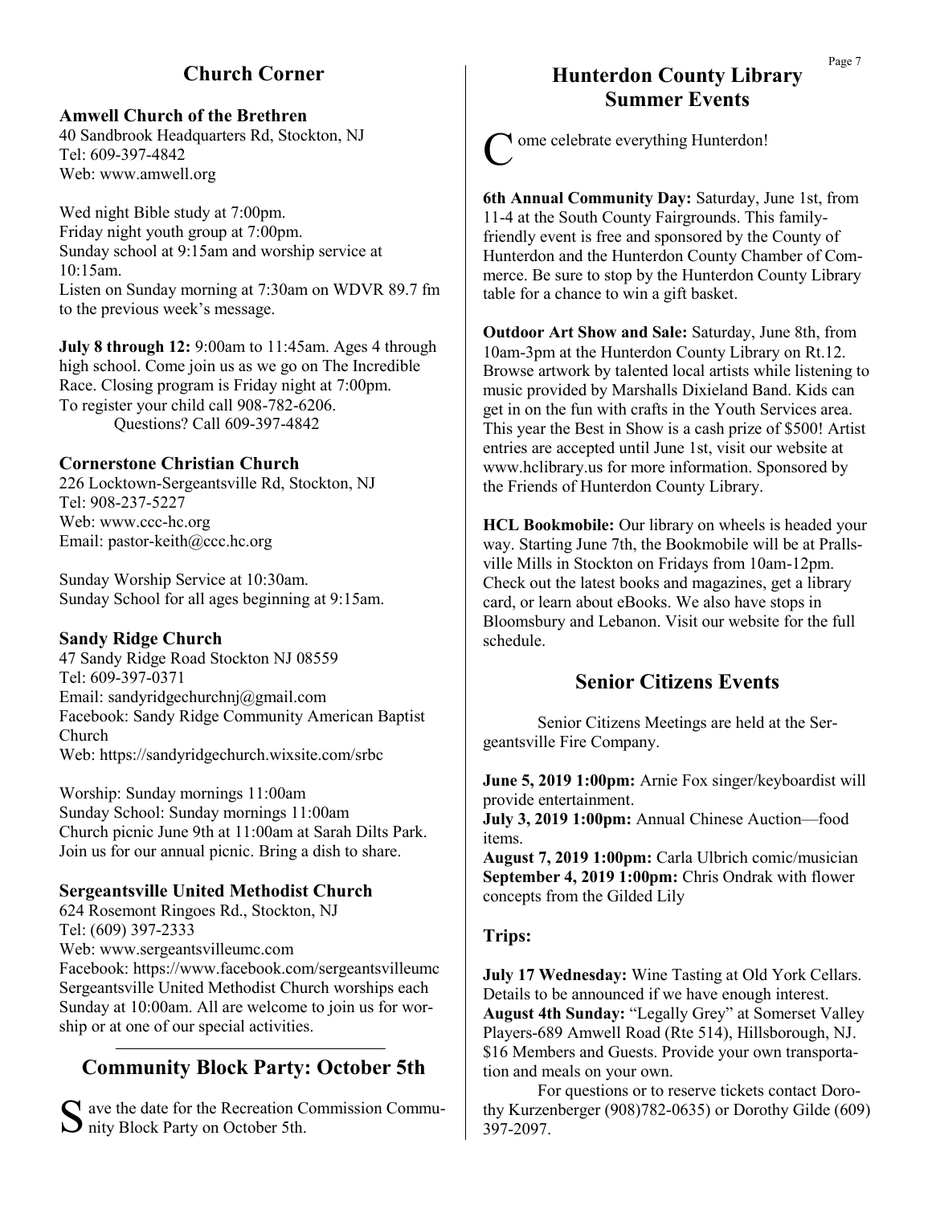## Church Corner

### Amwell Church of the Brethren

40 Sandbrook Headquarters Rd, Stockton, NJ
Tel: 609-397-4842
Web: www.amwell.org

Wed night Bible study at 7:00pm.
Friday night youth group at 7:00pm.
Sunday school at 9:15am and worship service at 10:15am.
Listen on Sunday morning at 7:30am on WDVR 89.7 fm to the previous week's message.

**July 8 through 12:** 9:00am to 11:45am. Ages 4 through high school. Come join us as we go on The Incredible Race. Closing program is Friday night at 7:00pm. To register your child call 908-782-6206.
Questions? Call 609-397-4842

### Cornerstone Christian Church

226 Locktown-Sergeantsville Rd, Stockton, NJ
Tel: 908-237-5227
Web: www.ccc-hc.org
Email: pastor-keith@ccc.hc.org

Sunday Worship Service at 10:30am.
Sunday School for all ages beginning at 9:15am.

### Sandy Ridge Church

47 Sandy Ridge Road Stockton NJ 08559
Tel: 609-397-0371
Email: sandyridgechurchnj@gmail.com
Facebook: Sandy Ridge Community American Baptist Church
Web: https://sandyridgechurch.wixsite.com/srbc

Worship: Sunday mornings 11:00am
Sunday School: Sunday mornings 11:00am
Church picnic June 9th at 11:00am at Sarah Dilts Park. Join us for our annual picnic. Bring a dish to share.

### Sergeantsville United Methodist Church

624 Rosemont Ringoes Rd., Stockton, NJ
Tel: (609) 397-2333
Web: www.sergeantsvilleumc.com
Facebook: https://www.facebook.com/sergeantsvilleumc
Sergeantsville United Methodist Church worships each Sunday at 10:00am. All are welcome to join us for worship or at one of our special activities.

---

## Community Block Party: October 5th

Save the date for the Recreation Commission Community Block Party on October 5th.

## Hunterdon County Library Summer Events

Come celebrate everything Hunterdon!

**6th Annual Community Day:** Saturday, June 1st, from 11-4 at the South County Fairgrounds. This family-friendly event is free and sponsored by the County of Hunterdon and the Hunterdon County Chamber of Commerce. Be sure to stop by the Hunterdon County Library table for a chance to win a gift basket.

**Outdoor Art Show and Sale:** Saturday, June 8th, from 10am-3pm at the Hunterdon County Library on Rt.12. Browse artwork by talented local artists while listening to music provided by Marshalls Dixieland Band. Kids can get in on the fun with crafts in the Youth Services area. This year the Best in Show is a cash prize of $500! Artist entries are accepted until June 1st, visit our website at www.hclibrary.us for more information. Sponsored by the Friends of Hunterdon County Library.

**HCL Bookmobile:** Our library on wheels is headed your way. Starting June 7th, the Bookmobile will be at Prallsville Mills in Stockton on Fridays from 10am-12pm. Check out the latest books and magazines, get a library card, or learn about eBooks. We also have stops in Bloomsbury and Lebanon. Visit our website for the full schedule.

## Senior Citizens Events

Senior Citizens Meetings are held at the Sergeantsville Fire Company.

**June 5, 2019 1:00pm:** Arnie Fox singer/keyboardist will provide entertainment.
**July 3, 2019 1:00pm:** Annual Chinese Auction—food items.
**August 7, 2019 1:00pm:** Carla Ulbrich comic/musician
**September 4, 2019 1:00pm:** Chris Ondrak with flower concepts from the Gilded Lily

### Trips:

**July 17 Wednesday:** Wine Tasting at Old York Cellars. Details to be announced if we have enough interest.
**August 4th Sunday:** "Legally Grey" at Somerset Valley Players-689 Amwell Road (Rte 514), Hillsborough, NJ. $16 Members and Guests. Provide your own transportation and meals on your own.

For questions or to reserve tickets contact Dorothy Kurzenberger (908)782-0635) or Dorothy Gilde (609) 397-2097.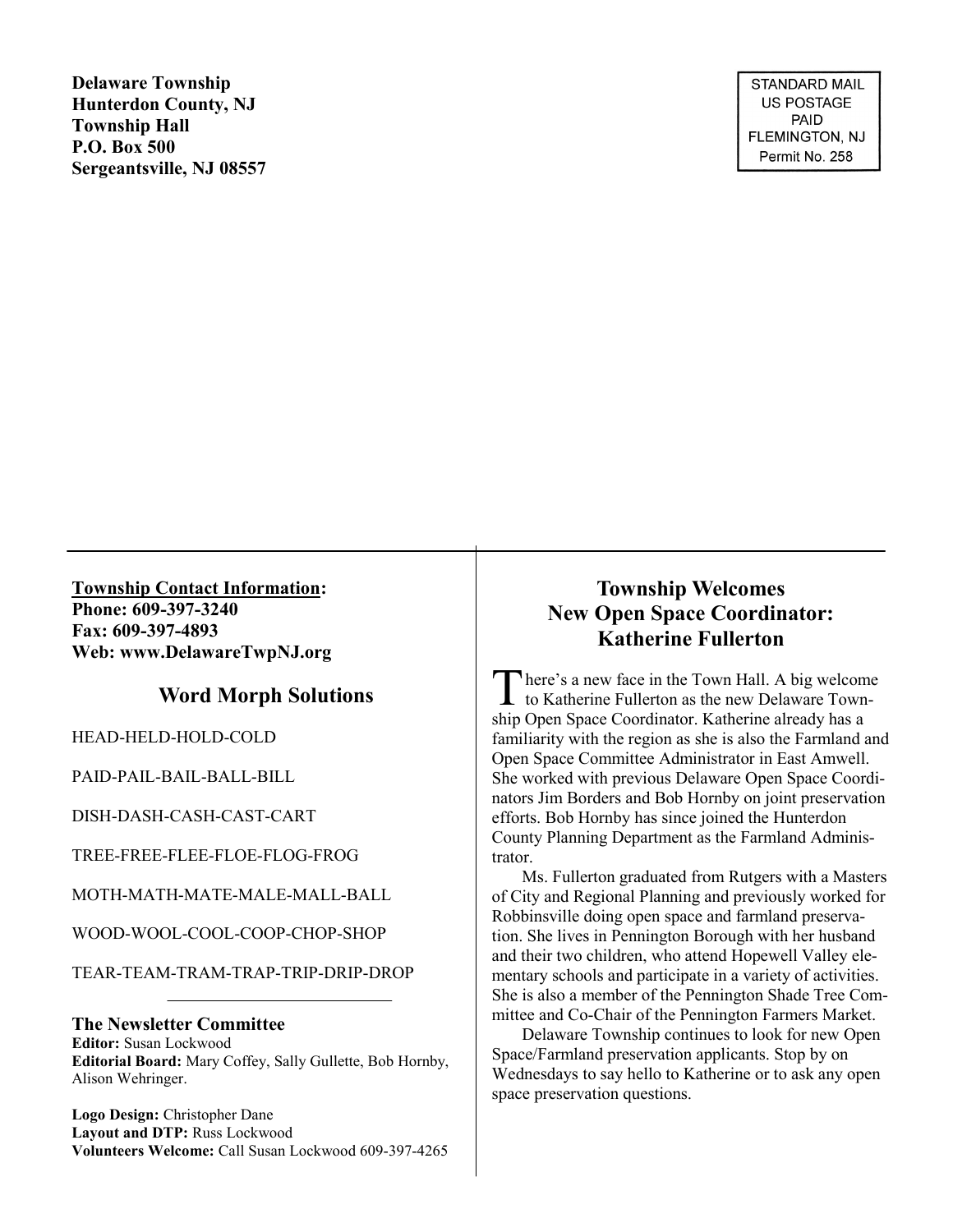**Delaware Township**
**Hunterdon County, NJ**
**Township Hall**
**P.O. Box 500**
**Sergeantsville, NJ 08557**

STANDARD MAIL
US POSTAGE
PAID
FLEMINGTON, NJ
Permit No. 258

**Township Contact Information:**
**Phone: 609-397-3240**
**Fax: 609-397-4893**
**Web: www.DelawareTwpNJ.org**

## Word Morph Solutions

HEAD-HELD-HOLD-COLD

PAID-PAIL-BAIL-BALL-BILL

DISH-DASH-CASH-CAST-CART

TREE-FREE-FLEE-FLOE-FLOG-FROG

MOTH-MATH-MATE-MALE-MALL-BALL

WOOD-WOOL-COOL-COOP-CHOP-SHOP

TEAR-TEAM-TRAM-TRAP-TRIP-DRIP-DROP

---

### The Newsletter Committee

**Editor:** Susan Lockwood
**Editorial Board:** Mary Coffey, Sally Gullette, Bob Hornby, Alison Wehringer.

**Logo Design:** Christopher Dane
**Layout and DTP:** Russ Lockwood
**Volunteers Welcome:** Call Susan Lockwood 609-397-4265

## Township Welcomes New Open Space Coordinator: Katherine Fullerton

There's a new face in the Town Hall. A big welcome to Katherine Fullerton as the new Delaware Township Open Space Coordinator. Katherine already has a familiarity with the region as she is also the Farmland and Open Space Committee Administrator in East Amwell. She worked with previous Delaware Open Space Coordinators Jim Borders and Bob Hornby on joint preservation efforts. Bob Hornby has since joined the Hunterdon County Planning Department as the Farmland Administrator.

Ms. Fullerton graduated from Rutgers with a Masters of City and Regional Planning and previously worked for Robbinsville doing open space and farmland preservation. She lives in Pennington Borough with her husband and their two children, who attend Hopewell Valley elementary schools and participate in a variety of activities. She is also a member of the Pennington Shade Tree Committee and Co-Chair of the Pennington Farmers Market.

Delaware Township continues to look for new Open Space/Farmland preservation applicants. Stop by on Wednesdays to say hello to Katherine or to ask any open space preservation questions.